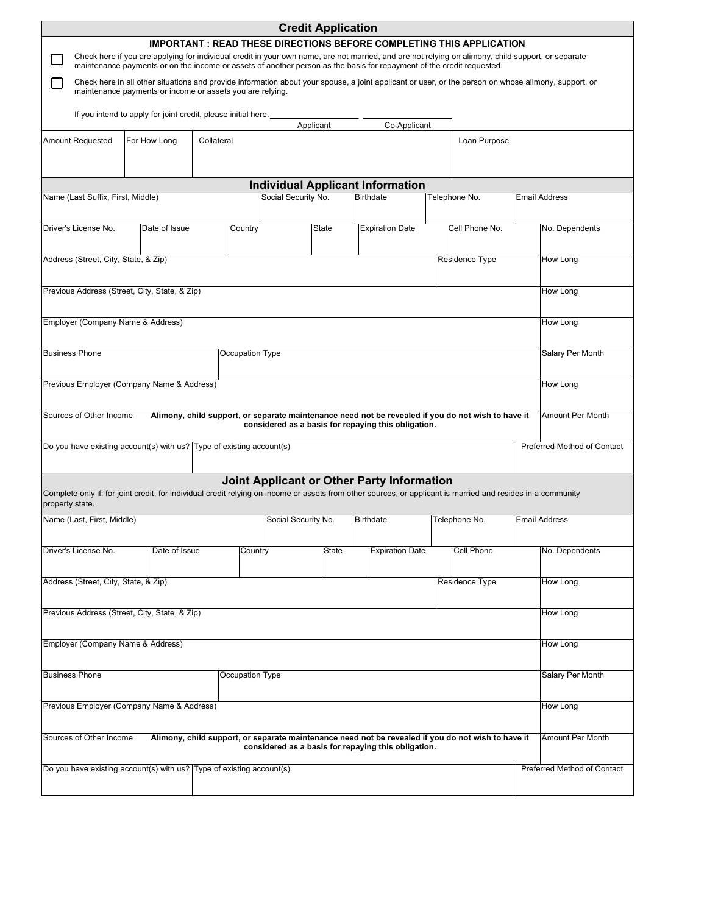# Credit Application

**IMPORTANT : READ THESE DIRECTIONS BEFORE COMPLETING THIS APPLICATION**

☐ Check here if you are applying for individual credit in your own name, are not married, and are not relying on alimony, child support, or separate maintenance payments or on the income or assets of another person as the basis for repayment of the credit requested.

☐ Check here in all other situations and provide information about your spouse, a joint applicant or user, or the person on whose alimony, support, or maintenance payments or income or assets you are relying.

If you intend to apply for joint credit, please initial here. ______________ ______________

Applicant Co-Applicant

| Amount Requested | For How Long | Collateral | Loan Purpose |
|---|---|---|---|
| | | | |

## Individual Applicant Information

| Name (Last Suffix, First, Middle) | Social Security No. | Birthdate | Telephone No. | Email Address |
|---|---|---|---|---|
| | | | | |

| Driver's License No. | Date of Issue | Country | State | Expiration Date | Cell Phone No. | No. Dependents |
|---|---|---|---|---|---|---|
| | | | | | | |

| Address (Street, City, State, & Zip) | Residence Type | How Long |
|---|---|---|
| | | |

| Previous Address (Street, City, State, & Zip) | How Long |
|---|---|
| | |

| Employer (Company Name & Address) | How Long |
|---|---|
| | |

| Business Phone | Occupation Type | Salary Per Month |
|---|---|---|
| | | |

| Previous Employer (Company Name & Address) | How Long |
|---|---|
| | |

| Sources of Other Income **Alimony, child support, or separate maintenance need not be revealed if you do not wish to have it considered as a basis for repaying this obligation.** | Amount Per Month |
|---|---|
| | |

| Do you have existing account(s) with us? | Type of existing account(s) | Preferred Method of Contact |
|---|---|---|
| | | |

## Joint Applicant or Other Party Information

Complete only if: for joint credit, for individual credit relying on income or assets from other sources, or applicant is married and resides in a community property state.

| Name (Last, First, Middle) | Social Security No. | Birthdate | Telephone No. | Email Address |
|---|---|---|---|---|
| | | | | |

| Driver's License No. | Date of Issue | Country | State | Expiration Date | Cell Phone | No. Dependents |
|---|---|---|---|---|---|---|
| | | | | | | |

| Address (Street, City, State, & Zip) | Residence Type | How Long |
|---|---|---|
| | | |

| Previous Address (Street, City, State, & Zip) | How Long |
|---|---|
| | |

| Employer (Company Name & Address) | How Long |
|---|---|
| | |

| Business Phone | Occupation Type | Salary Per Month |
|---|---|---|
| | | |

| Previous Employer (Company Name & Address) | How Long |
|---|---|
| | |

| Sources of Other Income **Alimony, child support, or separate maintenance need not be revealed if you do not wish to have it considered as a basis for repaying this obligation.** | Amount Per Month |
|---|---|
| | |

| Do you have existing account(s) with us? | Type of existing account(s) | Preferred Method of Contact |
|---|---|---|
| | | |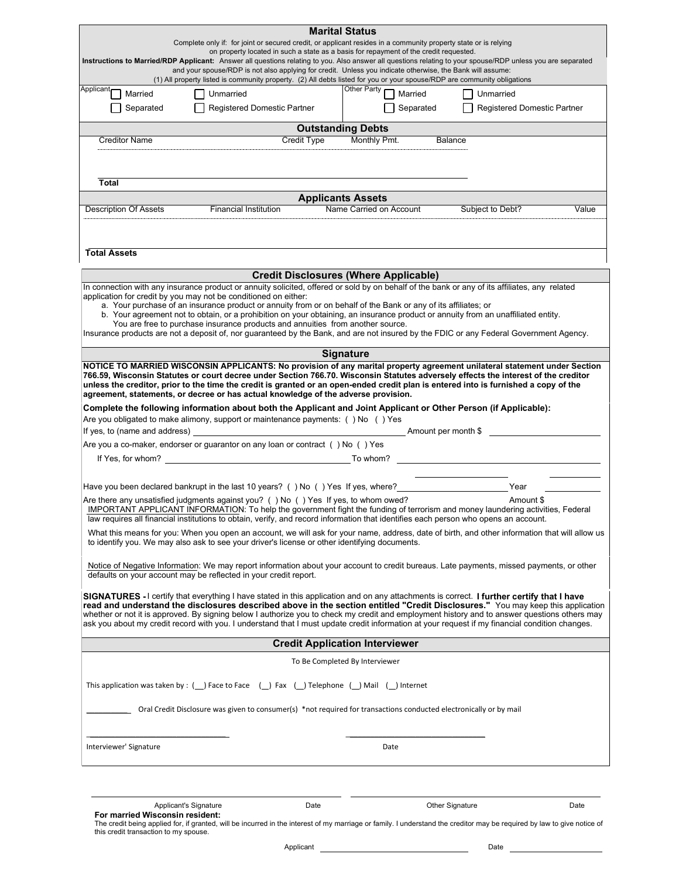## Marital Status

Complete only if: for joint or secured credit, or applicant resides in a community property state or is relying on property located in such a state as a basis for repayment of the credit requested.

**Instructions to Married/RDP Applicant:** Answer all questions relating to you. Also answer all questions relating to your spouse/RDP unless you are separated and your spouse/RDP is not also applying for credit. Unless you indicate otherwise, the Bank will assume: (1) All property listed is community property. (2) All debts listed for you or your spouse/RDP are community obligations

| Applicant | | Other Party | |
|---|---|---|---|
| ☐ Married | ☐ Unmarried | ☐ Married | ☐ Unmarried |
| ☐ Separated | ☐ Registered Domestic Partner | ☐ Separated | ☐ Registered Domestic Partner |

## Outstanding Debts

| Creditor Name | Credit Type | Monthly Pmt. | Balance |
|---|---|---|---|
| | | | |
| **Total** | | | |

## Applicants Assets

| Description Of Assets | Financial Institution | Name Carried on Account | Subject to Debt? | Value |
|---|---|---|---|---|
| | | | | |
| **Total Assets** | | | | |

## Credit Disclosures (Where Applicable)

In connection with any insurance product or annuity solicited, offered or sold by on behalf of the bank or any of its affiliates, any related application for credit by you may not be conditioned on either:

a. Your purchase of an insurance product or annuity from or on behalf of the Bank or any of its affiliates; or
b. Your agreement not to obtain, or a prohibition on your obtaining, an insurance product or annuity from an unaffiliated entity. You are free to purchase insurance products and annuities from another source.

Insurance products are not a deposit of, nor guaranteed by the Bank, and are not insured by the FDIC or any Federal Government Agency.

## Signature

**NOTICE TO MARRIED WISCONSIN APPLICANTS: No provision of any marital property agreement unilateral statement under Section 766.59, Wisconsin Statutes or court decree under Section 766.70. Wisconsin Statutes adversely effects the interest of the creditor unless the creditor, prior to the time the credit is granted or an open-ended credit plan is entered into is furnished a copy of the agreement, statements, or decree or has actual knowledge of the adverse provision.**

**Complete the following information about both the Applicant and Joint Applicant or Other Person (if Applicable):**

Are you obligated to make alimony, support or maintenance payments: ( ) No ( ) Yes

If yes, to (name and address) ______________________ Amount per month $ ______________

Are you a co-maker, endorser or guarantor on any loan or contract ( ) No ( ) Yes

If Yes, for whom? ______________________ To whom? ______________________

Have you been declared bankrupt in the last 10 years? ( ) No ( ) Yes If yes, where? ______________ Year ______

Are there any unsatisfied judgments against you? ( ) No ( ) Yes If yes, to whom owed? ______________ Amount $ ______

IMPORTANT APPLICANT INFORMATION: To help the government fight the funding of terrorism and money laundering activities, Federal law requires all financial institutions to obtain, verify, and record information that identifies each person who opens an account.

What this means for you: When you open an account, we will ask for your name, address, date of birth, and other information that will allow us to identify you. We may also ask to see your driver's license or other identifying documents.

Notice of Negative Information: We may report information about your account to credit bureaus. Late payments, missed payments, or other defaults on your account may be reflected in your credit report.

**SIGNATURES -** I certify that everything I have stated in this application and on any attachments is correct. **I further certify that I have read and understand the disclosures described above in the section entitled "Credit Disclosures."** You may keep this application whether or not it is approved. By signing below I authorize you to check my credit and employment history and to answer questions others may ask you about my credit record with you. I understand that I must update credit information at your request if my financial condition changes.

## Credit Application Interviewer

To Be Completed By Interviewer

This application was taken by : (__) Face to Face (__) Fax (__) Telephone (__) Mail (__) Internet

__________ Oral Credit Disclosure was given to consumer(s) *not required for transactions conducted electronically or by mail

______________________ ______________________

Interviewer' Signature Date

______________________ ______________________

Applicant's Signature Date Other Signature Date

**For married Wisconsin resident:**

The credit being applied for, if granted, will be incurred in the interest of my marriage or family. I understand the creditor may be required by law to give notice of this credit transaction to my spouse.

Applicant ______________________ Date ______________